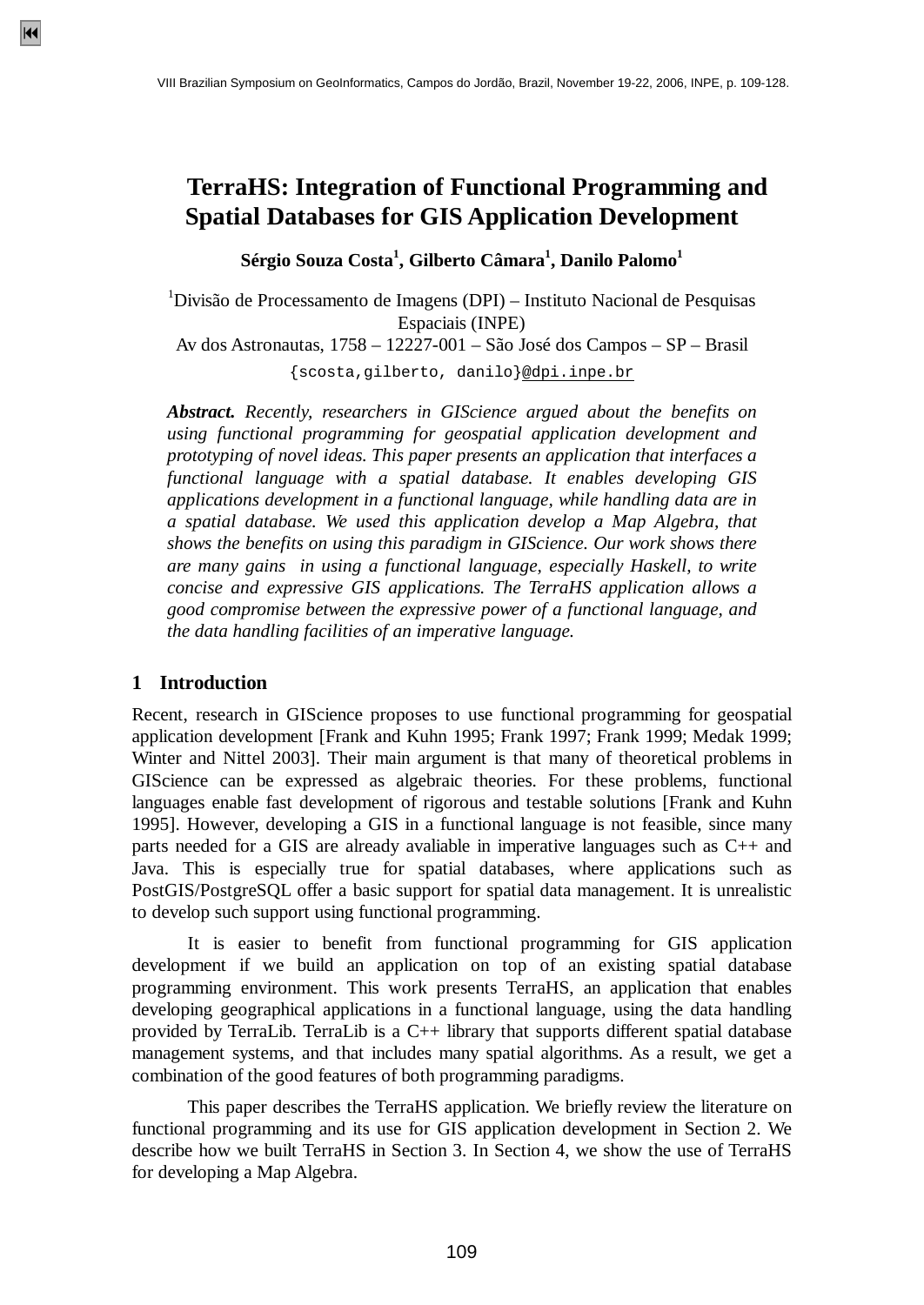# TerraHS: Integration of Functional Programming and Spatial Databases for GIS Application Development

**Sérgio Souza Costa[1], Gilberto Câmara[1], Danilo Palomo[1]**

[1]Divisão de Processamento de Imagens (DPI) – Instituto Nacional de Pesquisas Espaciais (INPE)
Av dos Astronautas, 1758 – 12227-001 – São José dos Campos – SP – Brasil
{scosta,gilberto, danilo}@dpi.inpe.br

***Abstract.*** *Recently, researchers in GIScience argued about the benefits on using functional programming for geospatial application development and prototyping of novel ideas. This paper presents an application that interfaces a functional language with a spatial database. It enables developing GIS applications development in a functional language, while handling data are in a spatial database. We used this application develop a Map Algebra, that shows the benefits on using this paradigm in GIScience. Our work shows there are many gains in using a functional language, especially Haskell, to write concise and expressive GIS applications. The TerraHS application allows a good compromise between the expressive power of a functional language, and the data handling facilities of an imperative language.*

## 1 Introduction

Recent, research in GIScience proposes to use functional programming for geospatial application development [Frank and Kuhn 1995; Frank 1997; Frank 1999; Medak 1999; Winter and Nittel 2003]. Their main argument is that many of theoretical problems in GIScience can be expressed as algebraic theories. For these problems, functional languages enable fast development of rigorous and testable solutions [Frank and Kuhn 1995]. However, developing a GIS in a functional language is not feasible, since many parts needed for a GIS are already avaliable in imperative languages such as C++ and Java. This is especially true for spatial databases, where applications such as PostGIS/PostgreSQL offer a basic support for spatial data management. It is unrealistic to develop such support using functional programming.

It is easier to benefit from functional programming for GIS application development if we build an application on top of an existing spatial database programming environment. This work presents TerraHS, an application that enables developing geographical applications in a functional language, using the data handling provided by TerraLib. TerraLib is a C++ library that supports different spatial database management systems, and that includes many spatial algorithms. As a result, we get a combination of the good features of both programming paradigms.

This paper describes the TerraHS application. We briefly review the literature on functional programming and its use for GIS application development in Section 2. We describe how we built TerraHS in Section 3. In Section 4, we show the use of TerraHS for developing a Map Algebra.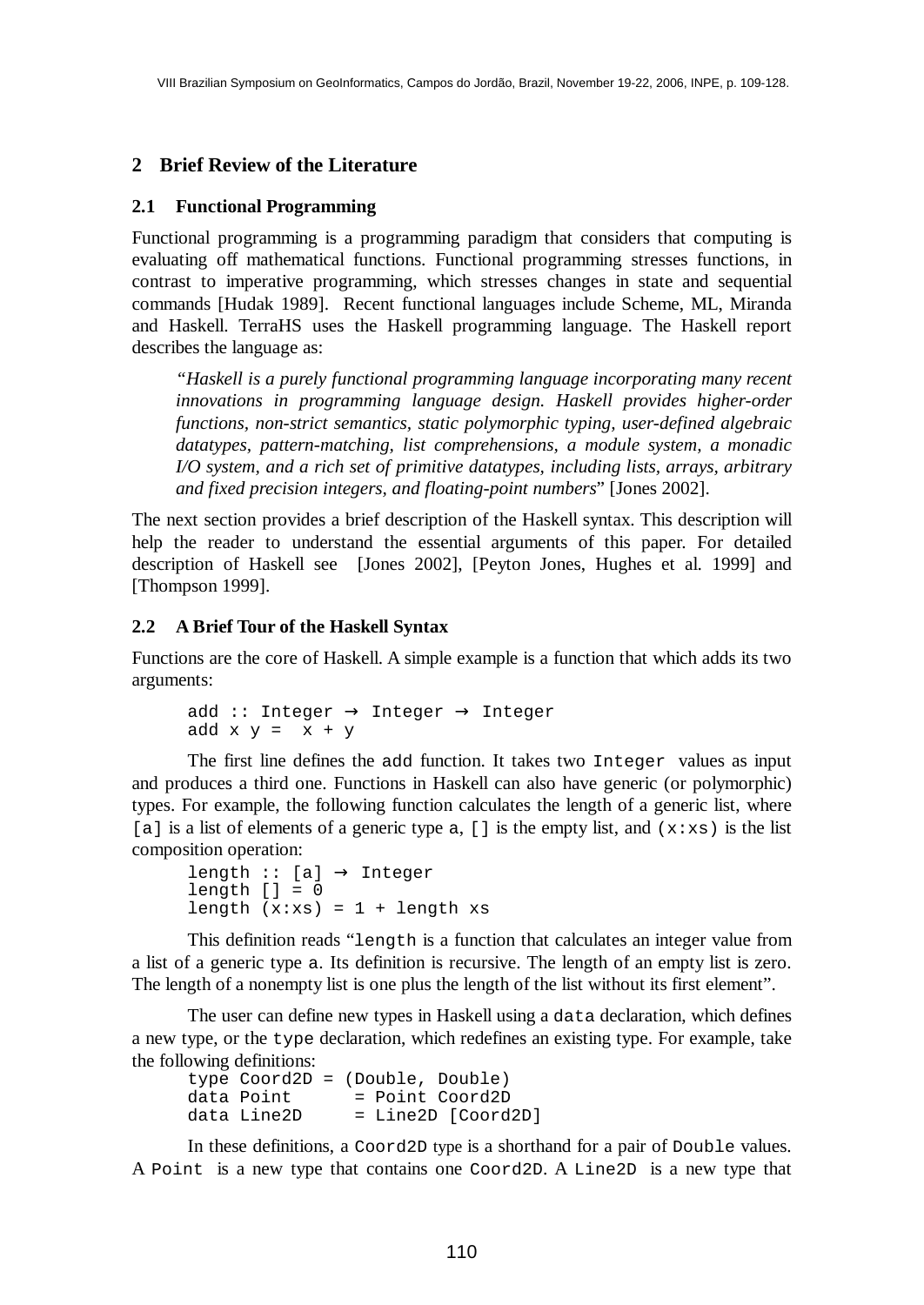## 2 Brief Review of the Literature

### 2.1 Functional Programming

Functional programming is a programming paradigm that considers that computing is evaluating off mathematical functions. Functional programming stresses functions, in contrast to imperative programming, which stresses changes in state and sequential commands [Hudak 1989]. Recent functional languages include Scheme, ML, Miranda and Haskell. TerraHS uses the Haskell programming language. The Haskell report describes the language as:

> *"Haskell is a purely functional programming language incorporating many recent innovations in programming language design. Haskell provides higher-order functions, non-strict semantics, static polymorphic typing, user-defined algebraic datatypes, pattern-matching, list comprehensions, a module system, a monadic I/O system, and a rich set of primitive datatypes, including lists, arrays, arbitrary and fixed precision integers, and floating-point numbers*" [Jones 2002].

The next section provides a brief description of the Haskell syntax. This description will help the reader to understand the essential arguments of this paper. For detailed description of Haskell see [Jones 2002], [Peyton Jones, Hughes et al. 1999] and [Thompson 1999].

### 2.2 A Brief Tour of the Haskell Syntax

Functions are the core of Haskell. A simple example is a function that which adds its two arguments:

```
add :: Integer → Integer → Integer
add x y =  x + y
```

The first line defines the `add` function. It takes two `Integer` values as input and produces a third one. Functions in Haskell can also have generic (or polymorphic) types. For example, the following function calculates the length of a generic list, where `[a]` is a list of elements of a generic type `a`, `[]` is the empty list, and `(x:xs)` is the list composition operation:

```
length :: [a] → Integer
length [] = 0
length (x:xs) = 1 + length xs
```

This definition reads "`length` is a function that calculates an integer value from a list of a generic type `a`. Its definition is recursive. The length of an empty list is zero. The length of a nonempty list is one plus the length of the list without its first element".

The user can define new types in Haskell using a `data` declaration, which defines a new type, or the `type` declaration, which redefines an existing type. For example, take the following definitions:

```
type Coord2D = (Double, Double)
data Point      = Point Coord2D
data Line2D     = Line2D [Coord2D]
```

In these definitions, a `Coord2D` type is a shorthand for a pair of `Double` values. A `Point` is a new type that contains one `Coord2D`. A `Line2D` is a new type that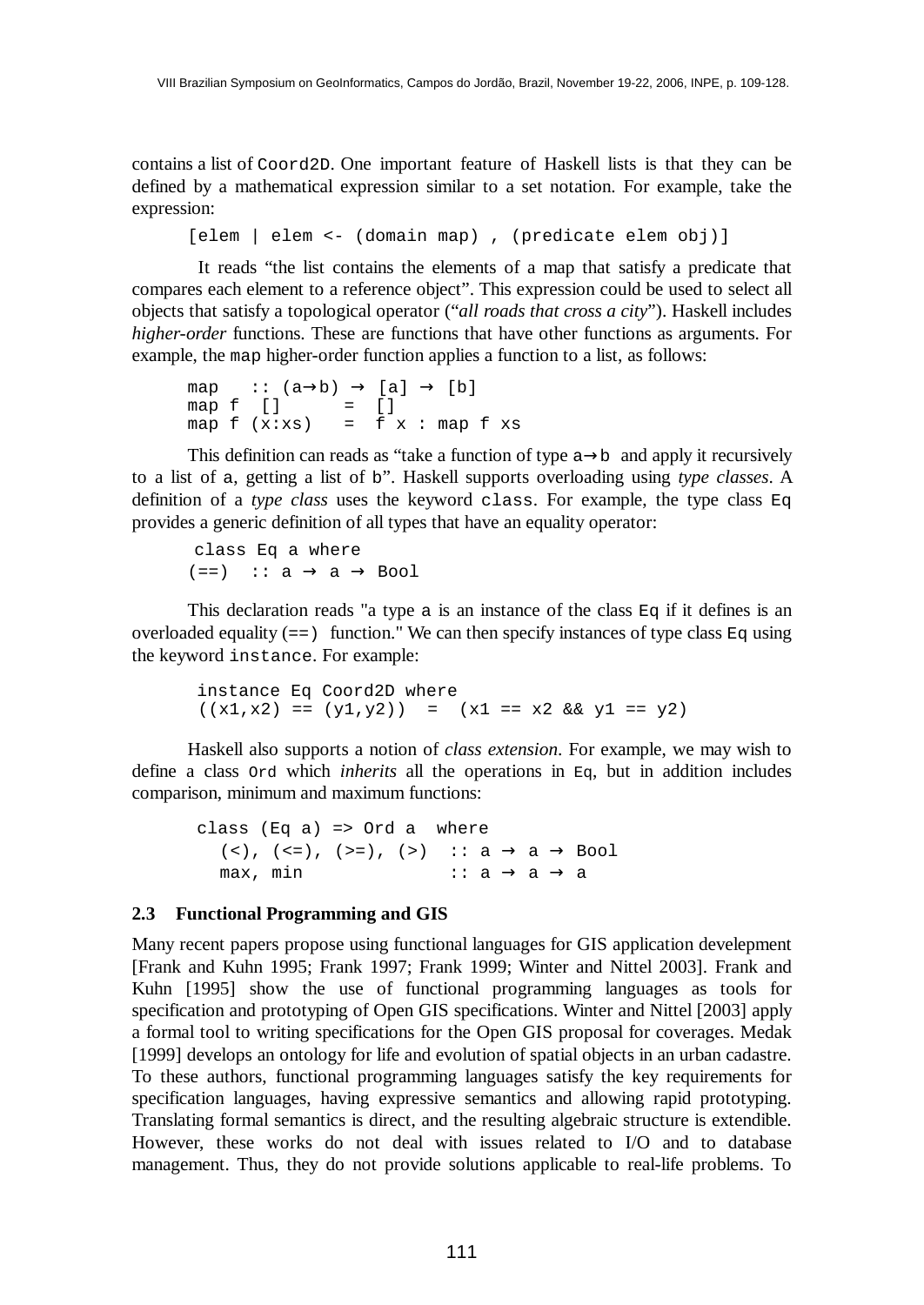contains a list of Coord2D. One important feature of Haskell lists is that they can be defined by a mathematical expression similar to a set notation. For example, take the expression:

```
[elem | elem <- (domain map) , (predicate elem obj)]
```

It reads "the list contains the elements of a map that satisfy a predicate that compares each element to a reference object". This expression could be used to select all objects that satisfy a topological operator ("*all roads that cross a city*"). Haskell includes *higher-order* functions. These are functions that have other functions as arguments. For example, the map higher-order function applies a function to a list, as follows:

```
map   :: (a→b) → [a] → [b]
map f  []       =  []
map f (x:xs)    =  f x : map f xs
```

This definition can reads as "take a function of type a→b and apply it recursively to a list of a, getting a list of b". Haskell supports overloading using *type classes*. A definition of a *type class* uses the keyword class. For example, the type class Eq provides a generic definition of all types that have an equality operator:

```
 class Eq a where
(==)  :: a → a → Bool
```

This declaration reads "a type a is an instance of the class Eq if it defines is an overloaded equality (==) function." We can then specify instances of type class Eq using the keyword instance. For example:

```
instance Eq Coord2D where
((x1,x2) == (y1,y2))  =  (x1 == x2 && y1 == y2)
```

Haskell also supports a notion of *class extension*. For example, we may wish to define a class Ord which *inherits* all the operations in Eq, but in addition includes comparison, minimum and maximum functions:

```
class (Eq a) => Ord a  where
  (<), (<=), (>=), (>)  :: a → a → Bool
  max, min              :: a → a → a
```

### 2.3 Functional Programming and GIS

Many recent papers propose using functional languages for GIS application develepment [Frank and Kuhn 1995; Frank 1997; Frank 1999; Winter and Nittel 2003]. Frank and Kuhn [1995] show the use of functional programming languages as tools for specification and prototyping of Open GIS specifications. Winter and Nittel [2003] apply a formal tool to writing specifications for the Open GIS proposal for coverages. Medak [1999] develops an ontology for life and evolution of spatial objects in an urban cadastre. To these authors, functional programming languages satisfy the key requirements for specification languages, having expressive semantics and allowing rapid prototyping. Translating formal semantics is direct, and the resulting algebraic structure is extendible. However, these works do not deal with issues related to I/O and to database management. Thus, they do not provide solutions applicable to real-life problems. To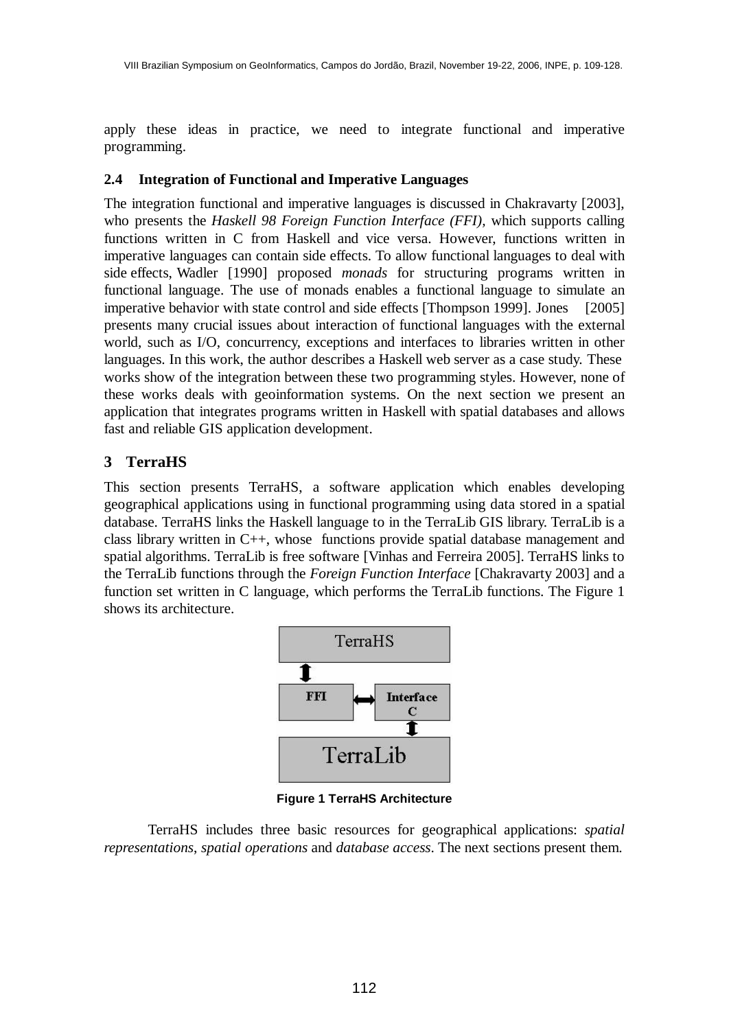apply these ideas in practice, we need to integrate functional and imperative programming.

### 2.4 Integration of Functional and Imperative Languages

The integration functional and imperative languages is discussed in Chakravarty [2003], who presents the *Haskell 98 Foreign Function Interface (FFI),* which supports calling functions written in C from Haskell and vice versa. However, functions written in imperative languages can contain side effects. To allow functional languages to deal with side effects, Wadler [1990] proposed *monads* for structuring programs written in functional language. The use of monads enables a functional language to simulate an imperative behavior with state control and side effects [Thompson 1999]. Jones [2005] presents many crucial issues about interaction of functional languages with the external world, such as I/O, concurrency, exceptions and interfaces to libraries written in other languages. In this work, the author describes a Haskell web server as a case study. These works show of the integration between these two programming styles. However, none of these works deals with geoinformation systems. On the next section we present an application that integrates programs written in Haskell with spatial databases and allows fast and reliable GIS application development.

## 3 TerraHS

This section presents TerraHS, a software application which enables developing geographical applications using in functional programming using data stored in a spatial database. TerraHS links the Haskell language to in the TerraLib GIS library. TerraLib is a class library written in C++, whose functions provide spatial database management and spatial algorithms. TerraLib is free software [Vinhas and Ferreira 2005]. TerraHS links to the TerraLib functions through the *Foreign Function Interface* [Chakravarty 2003] and a function set written in C language, which performs the TerraLib functions. The Figure 1 shows its architecture.

**Figure 1 TerraHS Architecture**

TerraHS includes three basic resources for geographical applications: *spatial representations*, *spatial operations* and *database access*. The next sections present them.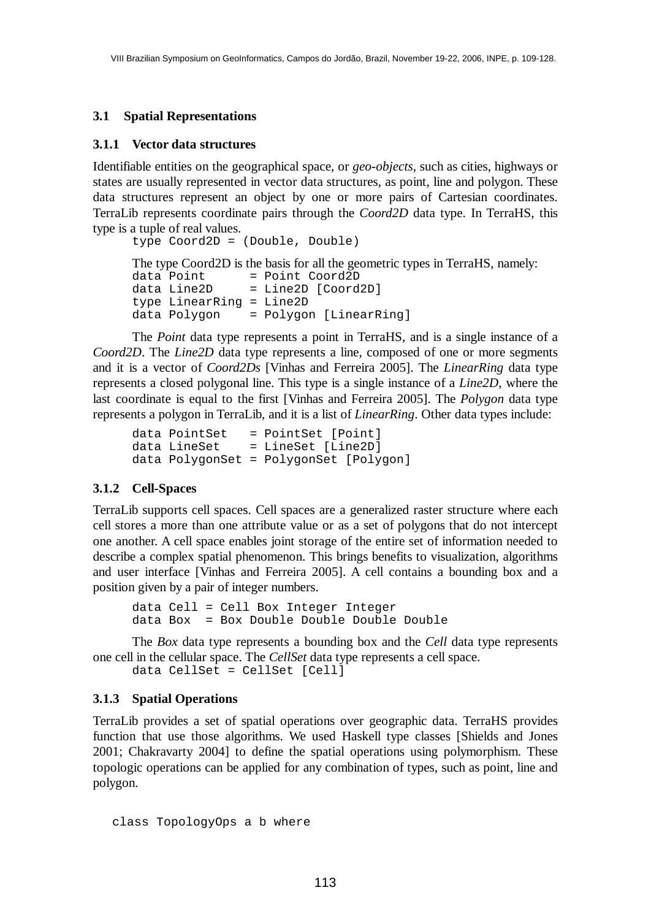### 3.1 Spatial Representations

#### 3.1.1 Vector data structures

Identifiable entities on the geographical space, or *geo-objects*, such as cities, highways or states are usually represented in vector data structures, as point, line and polygon. These data structures represent an object by one or more pairs of Cartesian coordinates. TerraLib represents coordinate pairs through the *Coord2D* data type. In TerraHS, this type is a tuple of real values.

```
type Coord2D = (Double, Double)
```

The type Coord2D is the basis for all the geometric types in TerraHS, namely:

```
data Point      = Point Coord2D
data Line2D     = Line2D [Coord2D]
type LinearRing = Line2D
data Polygon    = Polygon [LinearRing]
```

The *Point* data type represents a point in TerraHS, and is a single instance of a *Coord2D*. The *Line2D* data type represents a line, composed of one or more segments and it is a vector of *Coord2Ds* [Vinhas and Ferreira 2005]. The *LinearRing* data type represents a closed polygonal line. This type is a single instance of a *Line2D*, where the last coordinate is equal to the first [Vinhas and Ferreira 2005]. The *Polygon* data type represents a polygon in TerraLib, and it is a list of *LinearRing*. Other data types include:

```
data PointSet   = PointSet [Point]
data LineSet    = LineSet [Line2D]
data PolygonSet = PolygonSet [Polygon]
```

#### 3.1.2 Cell-Spaces

TerraLib supports cell spaces. Cell spaces are a generalized raster structure where each cell stores a more than one attribute value or as a set of polygons that do not intercept one another. A cell space enables joint storage of the entire set of information needed to describe a complex spatial phenomenon. This brings benefits to visualization, algorithms and user interface [Vinhas and Ferreira 2005]. A cell contains a bounding box and a position given by a pair of integer numbers.

```
data Cell = Cell Box Integer Integer
data Box  = Box Double Double Double Double
```

The *Box* data type represents a bounding box and the *Cell* data type represents one cell in the cellular space. The *CellSet* data type represents a cell space.

```
data CellSet = CellSet [Cell]
```

#### 3.1.3 Spatial Operations

TerraLib provides a set of spatial operations over geographic data. TerraHS provides function that use those algorithms. We used Haskell type classes [Shields and Jones 2001; Chakravarty 2004] to define the spatial operations using polymorphism. These topologic operations can be applied for any combination of types, such as point, line and polygon.

```
class TopologyOps a b where
```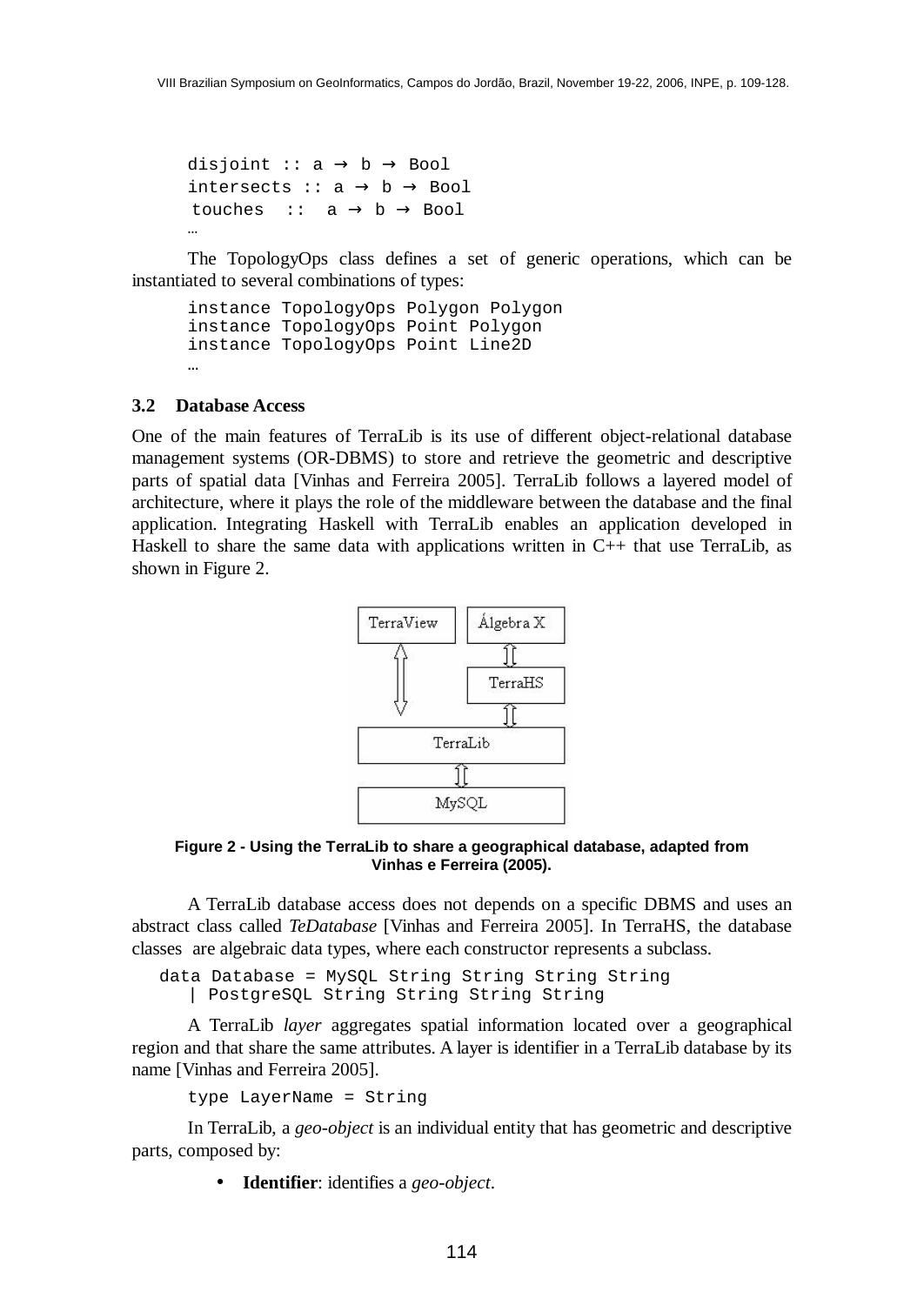```
disjoint :: a → b → Bool
intersects :: a → b → Bool
touches  ::  a → b → Bool
…
```

The TopologyOps class defines a set of generic operations, which can be instantiated to several combinations of types:

```
instance TopologyOps Polygon Polygon
instance TopologyOps Point Polygon
instance TopologyOps Point Line2D
…
```

### 3.2 Database Access

One of the main features of TerraLib is its use of different object-relational database management systems (OR-DBMS) to store and retrieve the geometric and descriptive parts of spatial data [Vinhas and Ferreira 2005]. TerraLib follows a layered model of architecture, where it plays the role of the middleware between the database and the final application. Integrating Haskell with TerraLib enables an application developed in Haskell to share the same data with applications written in C++ that use TerraLib, as shown in Figure 2.

**Figure 2 - Using the TerraLib to share a geographical database, adapted from Vinhas e Ferreira (2005).**

A TerraLib database access does not depends on a specific DBMS and uses an abstract class called *TeDatabase* [Vinhas and Ferreira 2005]. In TerraHS, the database classes are algebraic data types, where each constructor represents a subclass.

```
data Database = MySQL String String String String
    | PostgreSQL String String String String
```

A TerraLib *layer* aggregates spatial information located over a geographical region and that share the same attributes. A layer is identifier in a TerraLib database by its name [Vinhas and Ferreira 2005].

```
type LayerName = String
```

In TerraLib, a *geo-object* is an individual entity that has geometric and descriptive parts, composed by:

- **Identifier**: identifies a *geo-object*.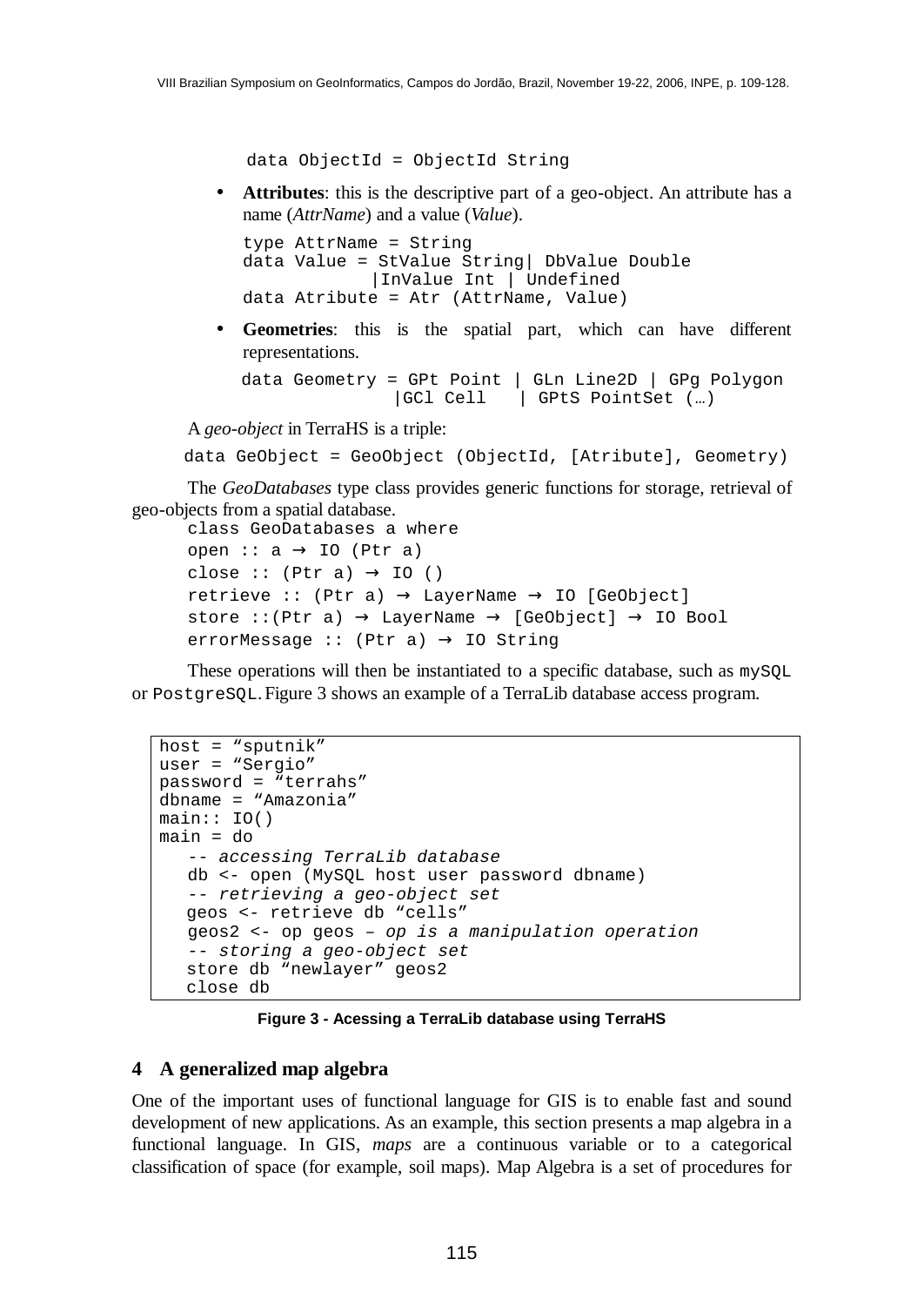```
data ObjectId = ObjectId String
```

- **Attributes**: this is the descriptive part of a geo-object. An attribute has a name (*AttrName*) and a value (*Value*).

```
type AttrName = String
data Value = StValue String| DbValue Double
           |InValue Int | Undefined
data Atribute = Atr (AttrName, Value)
```

- **Geometries**: this is the spatial part, which can have different representations.

```
data Geometry = GPt Point | GLn Line2D | GPg Polygon
              |GCl Cell   | GPtS PointSet (…)
```

A *geo-object* in TerraHS is a triple:

```
data GeoObject = GeoObject (ObjectId, [Atribute], Geometry)
```

The *GeoDatabases* type class provides generic functions for storage, retrieval of geo-objects from a spatial database.

```
class GeoDatabases a where
open :: a → IO (Ptr a)
close :: (Ptr a) → IO ()
retrieve :: (Ptr a) → LayerName → IO [GeObject]
store ::(Ptr a) → LayerName → [GeObject] → IO Bool
errorMessage :: (Ptr a) → IO String
```

These operations will then be instantiated to a specific database, such as `mySQL` or `PostgreSQL`. Figure 3 shows an example of a TerraLib database access program.

```
host = "sputnik"
user = "Sergio"
password = "terrahs"
dbname = "Amazonia"
main:: IO()
main = do
   -- accessing TerraLib database
   db <- open (MySQL host user password dbname)
   -- retrieving a geo-object set
   geos <- retrieve db "cells"
   geos2 <- op geos – op is a manipulation operation
   -- storing a geo-object set
   store db "newlayer" geos2
   close db
```

**Figure 3 - Acessing a TerraLib database using TerraHS**

## 4 A generalized map algebra

One of the important uses of functional language for GIS is to enable fast and sound development of new applications. As an example, this section presents a map algebra in a functional language. In GIS, *maps* are a continuous variable or to a categorical classification of space (for example, soil maps). Map Algebra is a set of procedures for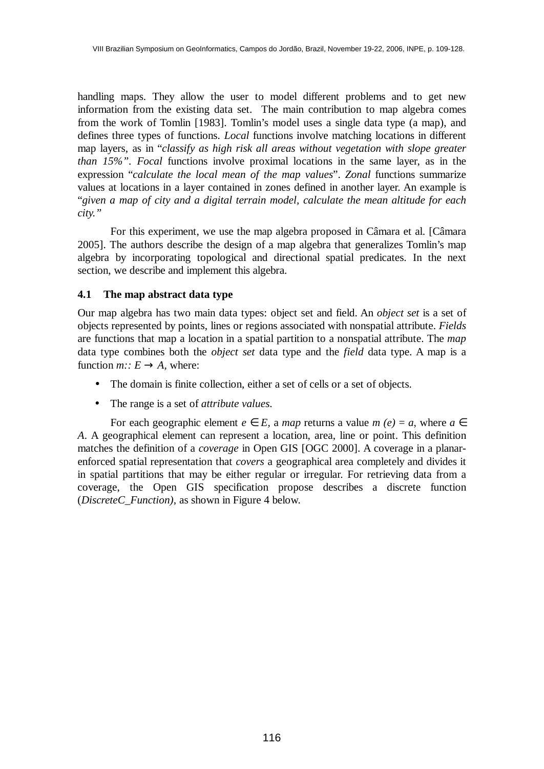handling maps. They allow the user to model different problems and to get new information from the existing data set. The main contribution to map algebra comes from the work of Tomlin [1983]. Tomlin's model uses a single data type (a map), and defines three types of functions. *Local* functions involve matching locations in different map layers, as in "*classify as high risk all areas without vegetation with slope greater than 15%*". *Focal* functions involve proximal locations in the same layer, as in the expression "*calculate the local mean of the map values*". *Zonal* functions summarize values at locations in a layer contained in zones defined in another layer. An example is "*given a map of city and a digital terrain model, calculate the mean altitude for each city.*"

For this experiment, we use the map algebra proposed in Câmara et al. [Câmara 2005]. The authors describe the design of a map algebra that generalizes Tomlin's map algebra by incorporating topological and directional spatial predicates. In the next section, we describe and implement this algebra.

### 4.1 The map abstract data type

Our map algebra has two main data types: object set and field. An *object set* is a set of objects represented by points, lines or regions associated with nonspatial attribute. *Fields* are functions that map a location in a spatial partition to a nonspatial attribute. The *map* data type combines both the *object set* data type and the *field* data type. A map is a function $m{::}\ E \rightarrow A$, where:

- The domain is finite collection, either a set of cells or a set of objects.
- The range is a set of *attribute values*.

For each geographic element $e \in E$, a *map* returns a value $m(e) = a$, where $a \in A$. A geographical element can represent a location, area, line or point. This definition matches the definition of a *coverage* in Open GIS [OGC 2000]. A coverage in a planar-enforced spatial representation that *covers* a geographical area completely and divides it in spatial partitions that may be either regular or irregular. For retrieving data from a coverage, the Open GIS specification propose describes a discrete function (*DiscreteC_Function)*, as shown in Figure 4 below.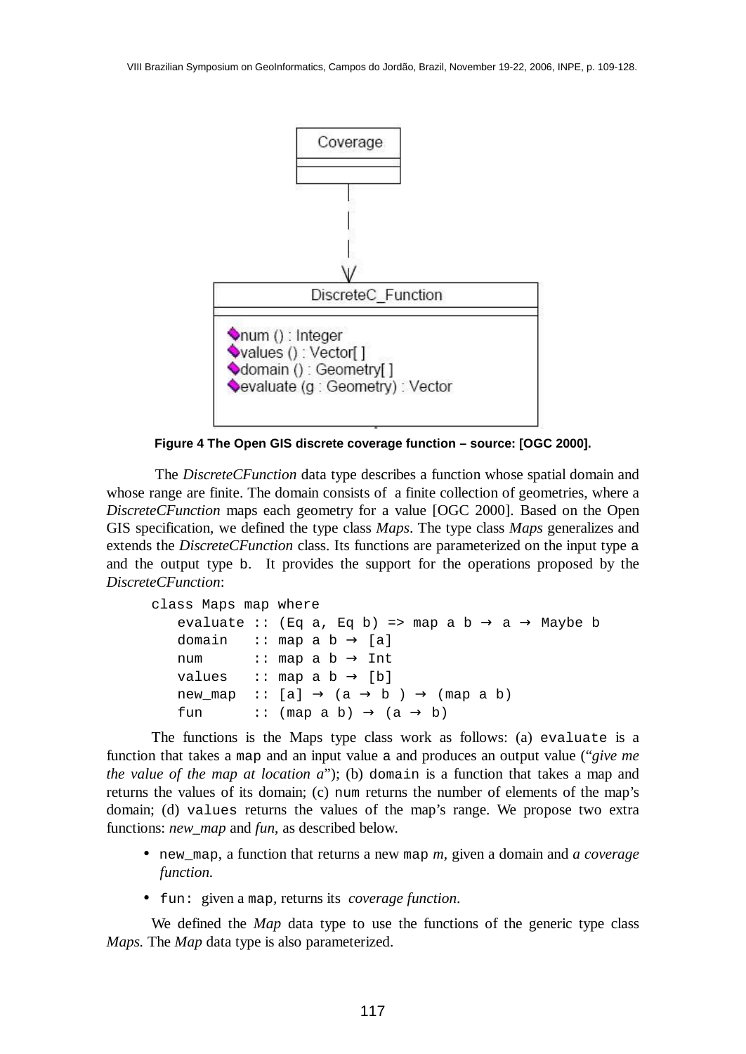Figure 4 The Open GIS discrete coverage function – source: [OGC 2000].

The *DiscreteCFunction* data type describes a function whose spatial domain and whose range are finite. The domain consists of a finite collection of geometries, where a *DiscreteCFunction* maps each geometry for a value [OGC 2000]. Based on the Open GIS specification, we defined the type class *Maps*. The type class *Maps* generalizes and extends the *DiscreteCFunction* class. Its functions are parameterized on the input type `a` and the output type `b`. It provides the support for the operations proposed by the *DiscreteCFunction*:

```
class Maps map where
   evaluate :: (Eq a, Eq b) => map a b → a → Maybe b
   domain   :: map a b → [a]
   num      :: map a b → Int
   values   :: map a b → [b]
   new_map  :: [a] → (a → b ) → (map a b)
   fun      :: (map a b) → (a → b)
```

The functions is the Maps type class work as follows: (a) `evaluate` is a function that takes a `map` and an input value `a` and produces an output value ("*give me the value of the map at location a*"); (b) `domain` is a function that takes a map and returns the values of its domain; (c) `num` returns the number of elements of the map's domain; (d) `values` returns the values of the map's range. We propose two extra functions: *new_map* and *fun*, as described below.

- `new_map`, a function that returns a new `map` *m*, given a domain and *a coverage function.*
- `fun:` given a `map`, returns its *coverage function*.

We defined the *Map* data type to use the functions of the generic type class *Maps.* The *Map* data type is also parameterized.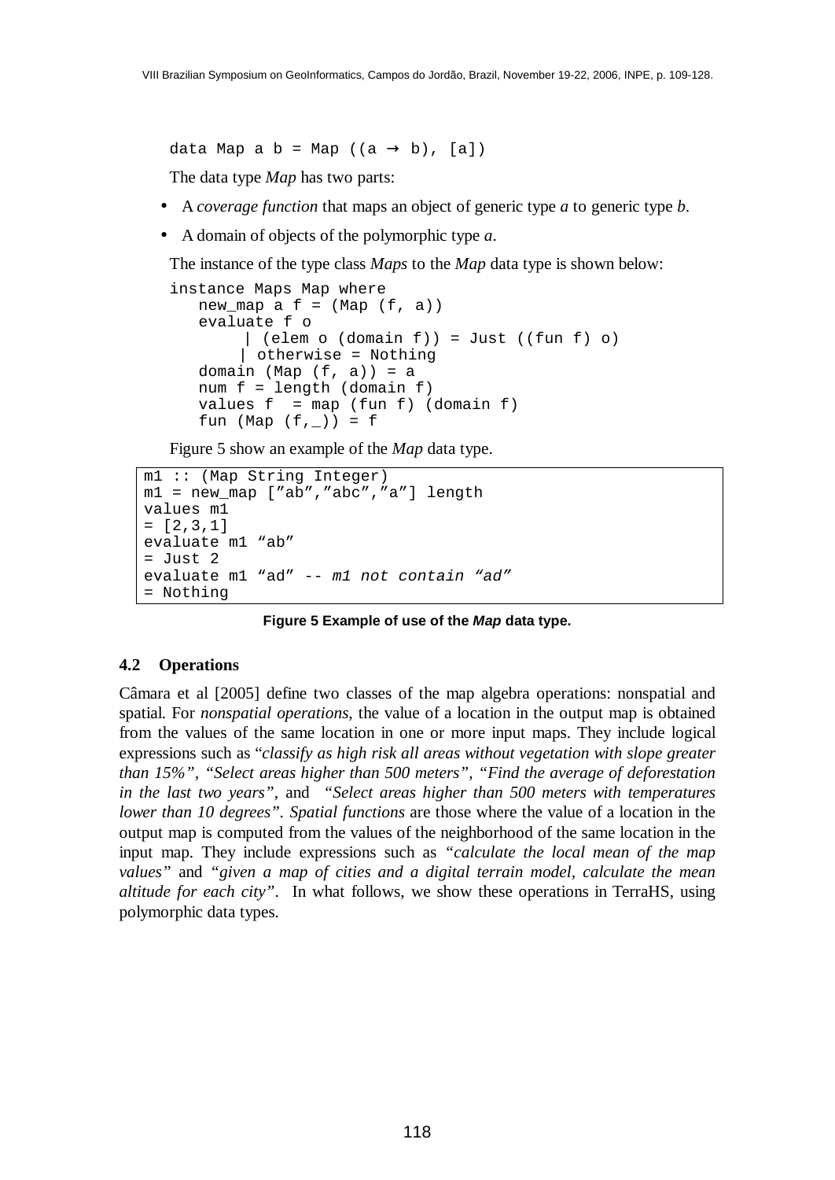```
data Map a b = Map ((a → b), [a])
```

The data type *Map* has two parts:

- A *coverage function* that maps an object of generic type *a* to generic type *b*.
- A domain of objects of the polymorphic type *a*.

The instance of the type class *Maps* to the *Map* data type is shown below:

```
instance Maps Map where
   new_map a f = (Map (f, a))
   evaluate f o
        | (elem o (domain f)) = Just ((fun f) o)
       | otherwise = Nothing
   domain (Map (f, a)) = a
   num f = length (domain f)
   values f  = map (fun f) (domain f)
   fun (Map (f,_)) = f
```

Figure 5 show an example of the *Map* data type.

```
m1 :: (Map String Integer)
m1 = new_map [”ab”,”abc”,”a”] length
values m1
= [2,3,1]
evaluate m1 “ab”
= Just 2
evaluate m1 “ad” -- m1 not contain “ad”
= Nothing
```

**Figure 5 Example of use of the *Map* data type.**

### 4.2 Operations

Câmara et al [2005] define two classes of the map algebra operations: nonspatial and spatial. For *nonspatial operations*, the value of a location in the output map is obtained from the values of the same location in one or more input maps. They include logical expressions such as "*classify as high risk all areas without vegetation with slope greater than 15%", "Select areas higher than 500 meters", "Find the average of deforestation in the last two years"*, and *"Select areas higher than 500 meters with temperatures lower than 10 degrees"*. *Spatial functions* are those where the value of a location in the output map is computed from the values of the neighborhood of the same location in the input map. They include expressions such as *"calculate the local mean of the map values"* and *"given a map of cities and a digital terrain model, calculate the mean altitude for each city"*. In what follows, we show these operations in TerraHS, using polymorphic data types.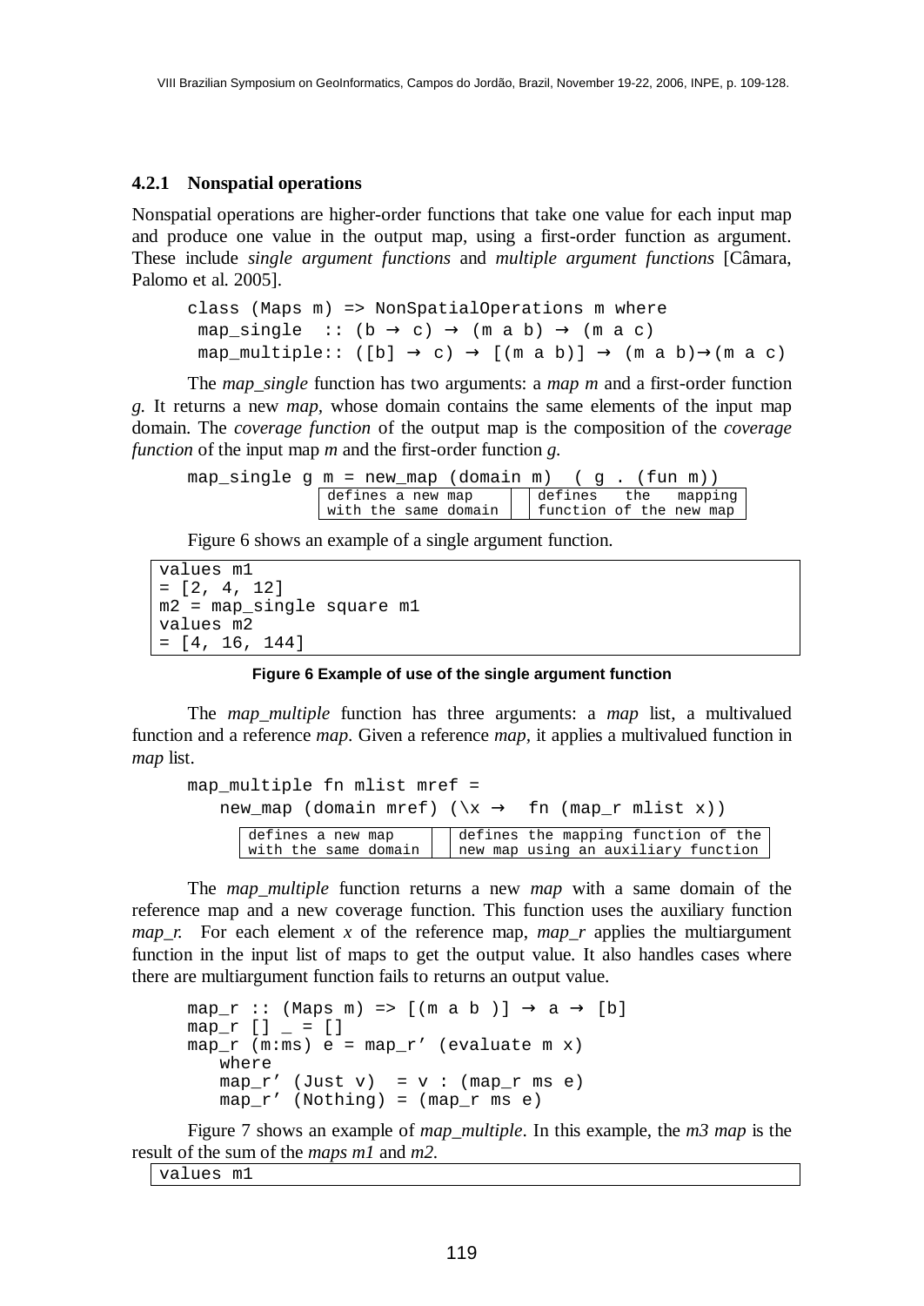#### 4.2.1 Nonspatial operations

Nonspatial operations are higher-order functions that take one value for each input map and produce one value in the output map, using a first-order function as argument. These include *single argument functions* and *multiple argument functions* [Câmara, Palomo et al. 2005].

```
class (Maps m) => NonSpatialOperations m where
 map_single  :: (b → c) → (m a b) → (m a c)
 map_multiple:: ([b] → c) → [(m a b)] → (m a b)→(m a c)
```

The *map_single* function has two arguments: a *map m* and a first-order function *g.* It returns a new *map*, whose domain contains the same elements of the input map domain. The *coverage function* of the output map is the composition of the *coverage function* of the input map *m* and the first-order function *g.*

```
map_single g m = new_map (domain m)  ( g . (fun m))
```

| defines a new map with the same domain | defines the mapping function of the new map |
|---|---|

Figure 6 shows an example of a single argument function.

```
values m1
= [2, 4, 12]
m2 = map_single square m1
values m2
= [4, 16, 144]
```

**Figure 6 Example of use of the single argument function**

The *map_multiple* function has three arguments: a *map* list, a multivalued function and a reference *map*. Given a reference *map*, it applies a multivalued function in *map* list.

```
map_multiple fn mlist mref =
   new_map (domain mref) (\x →  fn (map_r mlist x))
```

| defines a new map with the same domain | defines the mapping function of the new map using an auxiliary function |
|---|---|

The *map_multiple* function returns a new *map* with a same domain of the reference map and a new coverage function. This function uses the auxiliary function *map_r.* For each element *x* of the reference map, *map_r* applies the multiargument function in the input list of maps to get the output value. It also handles cases where there are multiargument function fails to returns an output value.

```
map_r :: (Maps m) => [(m a b )] → a → [b]
map_r [] _ = []
map_r (m:ms) e = map_r' (evaluate m x)
   where
   map_r' (Just v)  = v : (map_r ms e)
   map_r' (Nothing) = (map_r ms e)
```

Figure 7 shows an example of *map_multiple*. In this example, the *m3 map* is the result of the sum of the *maps m1* and *m2.*

```
values m1
```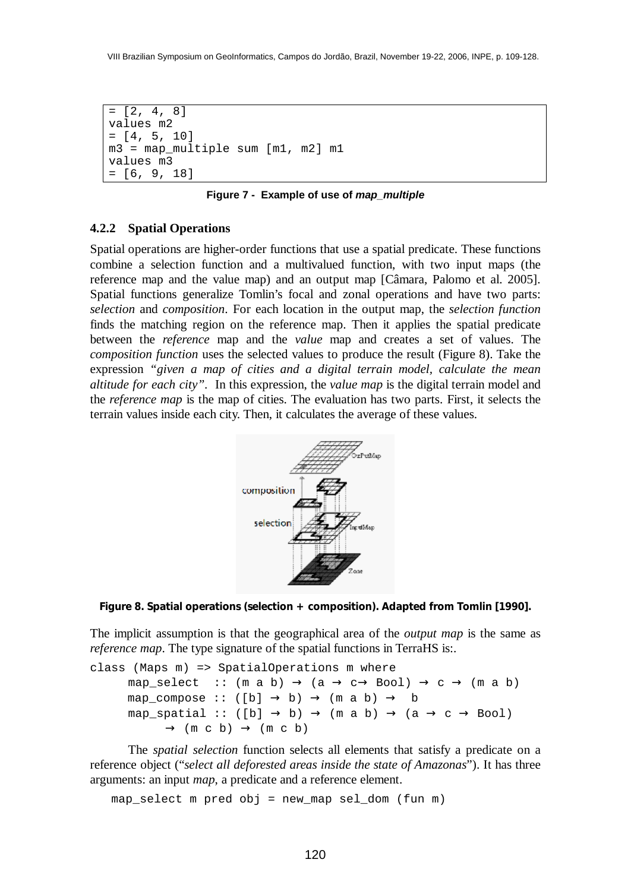```
= [2, 4, 8]
values m2
= [4, 5, 10]
m3 = map_multiple sum [m1, m2] m1
values m3
= [6, 9, 18]
```

**Figure 7 - Example of use of *map_multiple***

### 4.2.2 Spatial Operations

Spatial operations are higher-order functions that use a spatial predicate. These functions combine a selection function and a multivalued function, with two input maps (the reference map and the value map) and an output map [Câmara, Palomo et al. 2005]. Spatial functions generalize Tomlin's focal and zonal operations and have two parts: *selection* and *composition*. For each location in the output map, the *selection function* finds the matching region on the reference map. Then it applies the spatial predicate between the *reference* map and the *value* map and creates a set of values. The *composition function* uses the selected values to produce the result (Figure 8). Take the expression *"given a map of cities and a digital terrain model, calculate the mean altitude for each city"*. In this expression, the *value map* is the digital terrain model and the *reference map* is the map of cities. The evaluation has two parts. First, it selects the terrain values inside each city. Then, it calculates the average of these values.

**Figure 8. Spatial operations (selection + composition). Adapted from Tomlin [1990].**

The implicit assumption is that the geographical area of the *output map* is the same as *reference map*. The type signature of the spatial functions in TerraHS is:.

```
class (Maps m) => SpatialOperations m where
     map_select  :: (m a b) → (a → c→ Bool) → c → (m a b)
     map_compose :: ([b] → b) → (m a b) →  b
     map_spatial :: ([b] → b) → (m a b) → (a → c → Bool)
          → (m c b) → (m c b)
```

The *spatial selection* function selects all elements that satisfy a predicate on a reference object ("*select all deforested areas inside the state of Amazonas*"). It has three arguments: an input *map*, a predicate and a reference element.

```
map_select m pred obj = new_map sel_dom (fun m)
```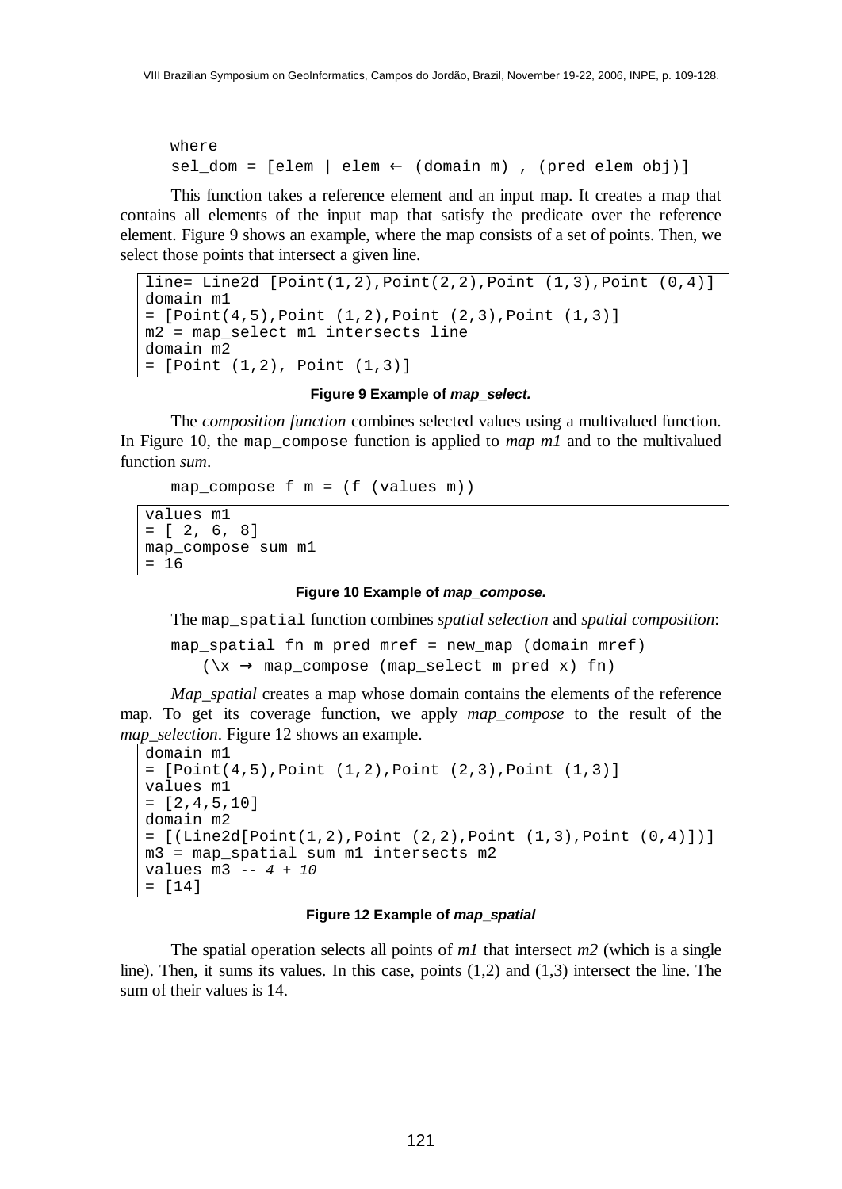```
where
sel_dom = [elem | elem ← (domain m) , (pred elem obj)]
```

This function takes a reference element and an input map. It creates a map that contains all elements of the input map that satisfy the predicate over the reference element. Figure 9 shows an example, where the map consists of a set of points. Then, we select those points that intersect a given line.

```
line= Line2d [Point(1,2),Point(2,2),Point (1,3),Point (0,4)]
domain m1
= [Point(4,5),Point (1,2),Point (2,3),Point (1,3)]
m2 = map_select m1 intersects line
domain m2
= [Point (1,2), Point (1,3)]
```

**Figure 9 Example of *map_select.***

The *composition function* combines selected values using a multivalued function. In Figure 10, the `map_compose` function is applied to *map m1* and to the multivalued function *sum*.

```
map_compose f m = (f (values m))
```

```
values m1
= [ 2, 6, 8]
map_compose sum m1
= 16
```

**Figure 10 Example of *map_compose.***

The `map_spatial` function combines *spatial selection* and *spatial composition*:

```
map_spatial fn m pred mref = new_map (domain mref)
    (\x → map_compose (map_select m pred x) fn)
```

*Map_spatial* creates a map whose domain contains the elements of the reference map. To get its coverage function, we apply *map_compose* to the result of the *map_selection*. Figure 12 shows an example.

```
domain m1
= [Point(4,5),Point (1,2),Point (2,3),Point (1,3)]
values m1
= [2,4,5,10]
domain m2
= [(Line2d[Point(1,2),Point (2,2),Point (1,3),Point (0,4)])]
m3 = map_spatial sum m1 intersects m2
values m3 -- 4 + 10
= [14]
```

**Figure 12 Example of *map_spatial***

The spatial operation selects all points of *m1* that intersect *m2* (which is a single line). Then, it sums its values. In this case, points (1,2) and (1,3) intersect the line. The sum of their values is 14.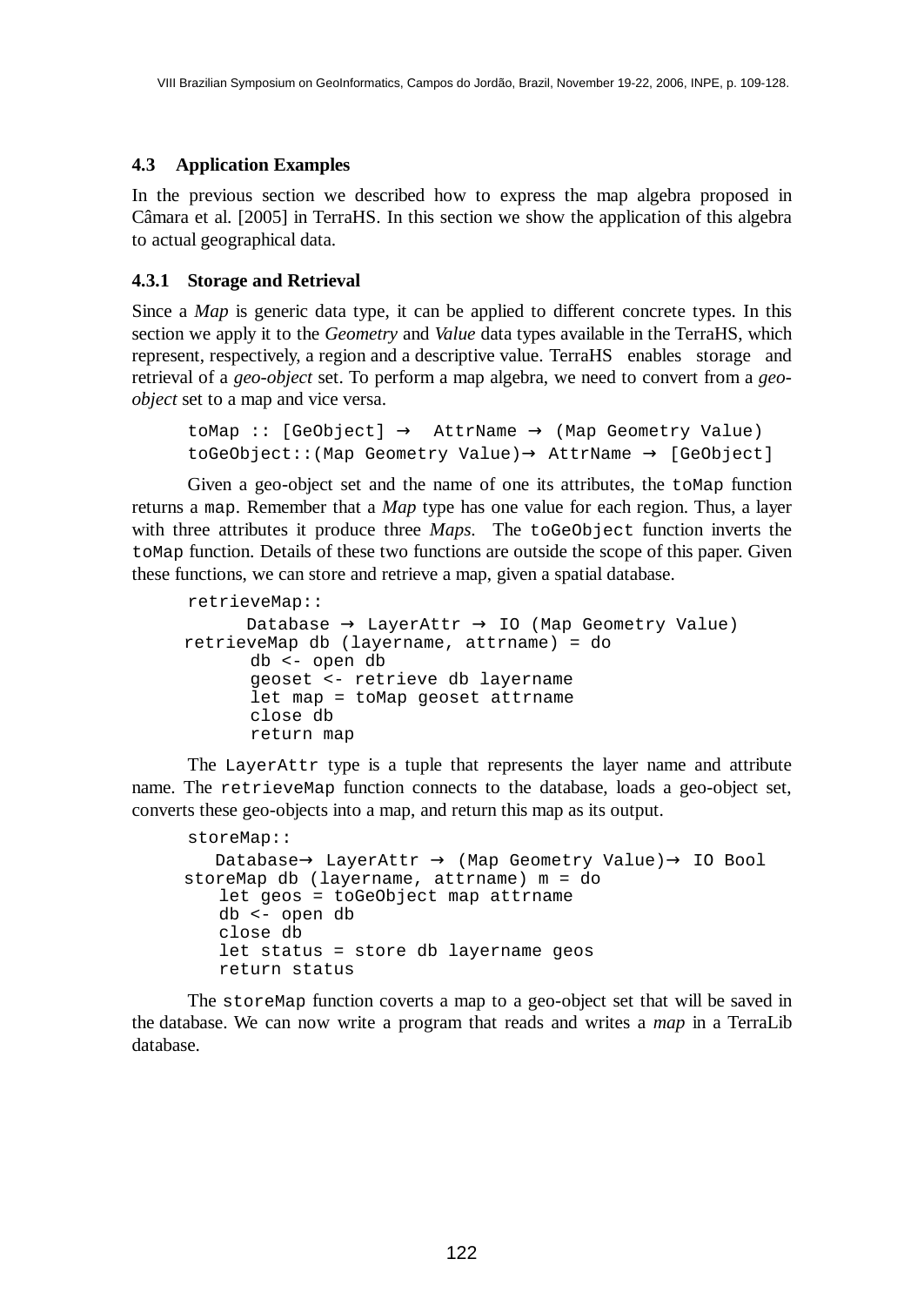### 4.3 Application Examples

In the previous section we described how to express the map algebra proposed in Câmara et al. [2005] in TerraHS. In this section we show the application of this algebra to actual geographical data.

#### 4.3.1 Storage and Retrieval

Since a *Map* is generic data type, it can be applied to different concrete types. In this section we apply it to the *Geometry* and *Value* data types available in the TerraHS, which represent, respectively, a region and a descriptive value. TerraHS enables storage and retrieval of a *geo-object* set. To perform a map algebra, we need to convert from a *geo-object* set to a map and vice versa.

```
toMap :: [GeObject] →  AttrName → (Map Geometry Value)
toGeObject::(Map Geometry Value)→ AttrName → [GeObject]
```

Given a geo-object set and the name of one its attributes, the `toMap` function returns a `map`. Remember that a *Map* type has one value for each region. Thus, a layer with three attributes it produce three *Maps*. The `toGeObject` function inverts the `toMap` function. Details of these two functions are outside the scope of this paper. Given these functions, we can store and retrieve a map, given a spatial database.

```
retrieveMap::
      Database → LayerAttr → IO (Map Geometry Value)
retrieveMap db (layername, attrname) = do
       db <- open db
       geoset <- retrieve db layername
       let map = toMap geoset attrname
       close db
       return map
```

The `LayerAttr` type is a tuple that represents the layer name and attribute name. The `retrieveMap` function connects to the database, loads a geo-object set, converts these geo-objects into a map, and return this map as its output.

```
storeMap::
   Database→ LayerAttr → (Map Geometry Value)→ IO Bool
storeMap db (layername, attrname) m = do
   let geos = toGeObject map attrname
   db <- open db
   close db
   let status = store db layername geos
   return status
```

The `storeMap` function coverts a map to a geo-object set that will be saved in the database. We can now write a program that reads and writes a *map* in a TerraLib database.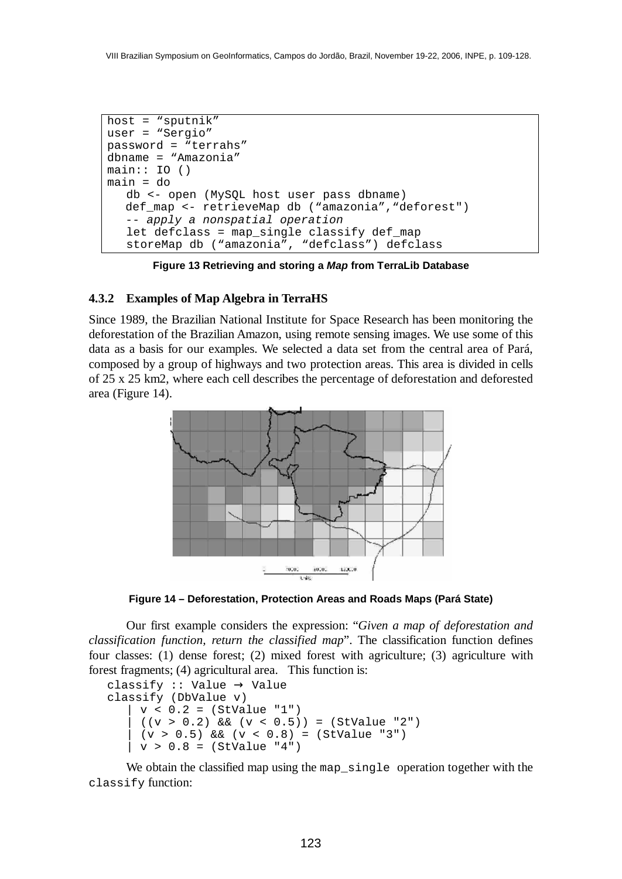```
host = “sputnik”
user = “Sergio”
password = “terrahs”
dbname = “Amazonia”
main:: IO ()
main = do
   db <- open (MySQL host user pass dbname)
   def_map <- retrieveMap db (“amazonia”,“deforest")
   -- apply a nonspatial operation
   let defclass = map_single classify def_map
   storeMap db (“amazonia”, “defclass”) defclass
```

**Figure 13 Retrieving and storing a *Map* from TerraLib Database**

### 4.3.2 Examples of Map Algebra in TerraHS

Since 1989, the Brazilian National Institute for Space Research has been monitoring the deforestation of the Brazilian Amazon, using remote sensing images. We use some of this data as a basis for our examples. We selected a data set from the central area of Pará, composed by a group of highways and two protection areas. This area is divided in cells of 25 x 25 km2, where each cell describes the percentage of deforestation and deforested area (Figure 14).

**Figure 14 – Deforestation, Protection Areas and Roads Maps (Pará State)**

Our first example considers the expression: “*Given a map of deforestation and classification function, return the classified map*”. The classification function defines four classes: (1) dense forest; (2) mixed forest with agriculture; (3) agriculture with forest fragments; (4) agricultural area. This function is:

```
classify :: Value → Value
classify (DbValue v)
   | v < 0.2 = (StValue "1")
   | ((v > 0.2) && (v < 0.5)) = (StValue "2")
   | (v > 0.5) && (v < 0.8) = (StValue "3")
   | v > 0.8 = (StValue "4")
```

We obtain the classified map using the `map_single` operation together with the `classify` function: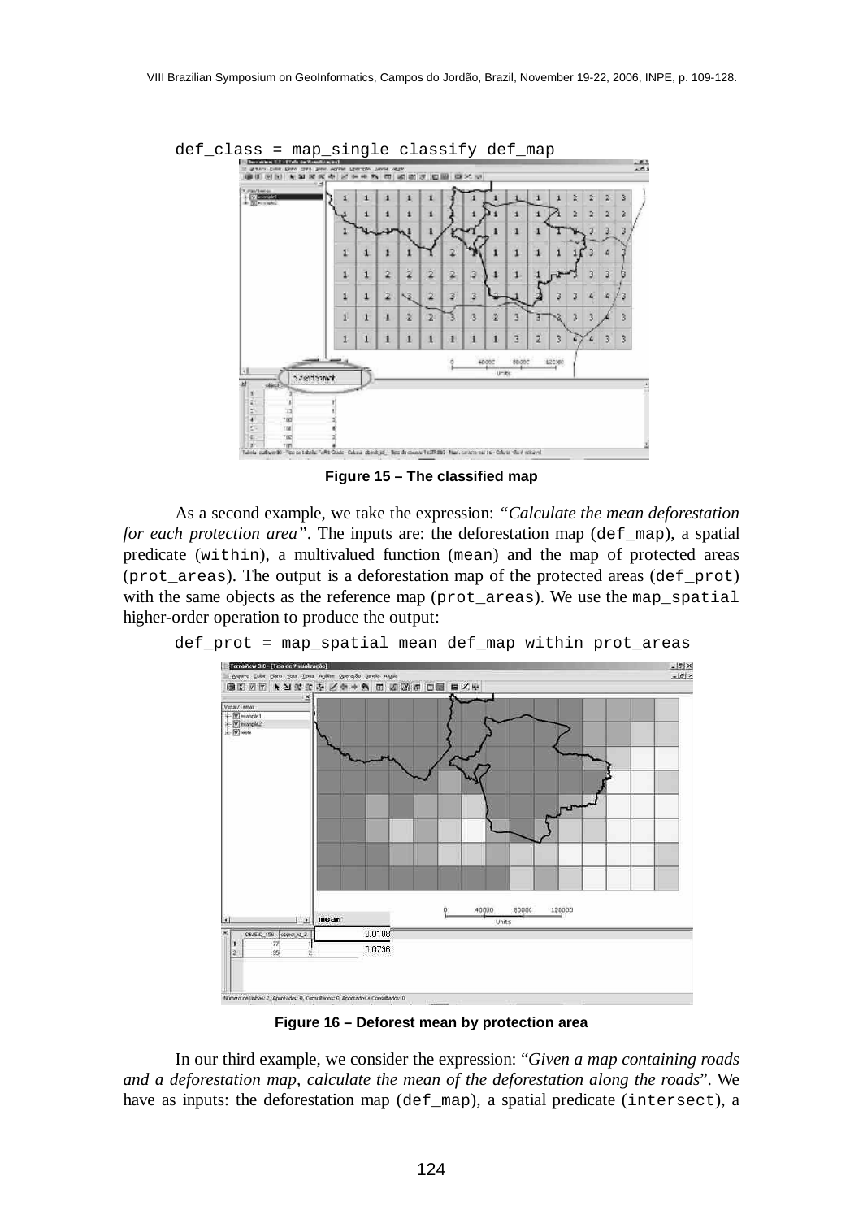```
def_class = map_single classify def_map
```

**Figure 15 – The classified map**

As a second example, we take the expression: *"Calculate the mean deforestation for each protection area"*. The inputs are: the deforestation map (`def_map`), a spatial predicate (`within`), a multivalued function (`mean`) and the map of protected areas (`prot_areas`). The output is a deforestation map of the protected areas (`def_prot`) with the same objects as the reference map (`prot_areas`). We use the `map_spatial` higher-order operation to produce the output:

```
def_prot = map_spatial mean def_map within prot_areas
```

**Figure 16 – Deforest mean by protection area**

In our third example, we consider the expression: "*Given a map containing roads and a deforestation map, calculate the mean of the deforestation along the roads*". We have as inputs: the deforestation map (`def_map`), a spatial predicate (`intersect`), a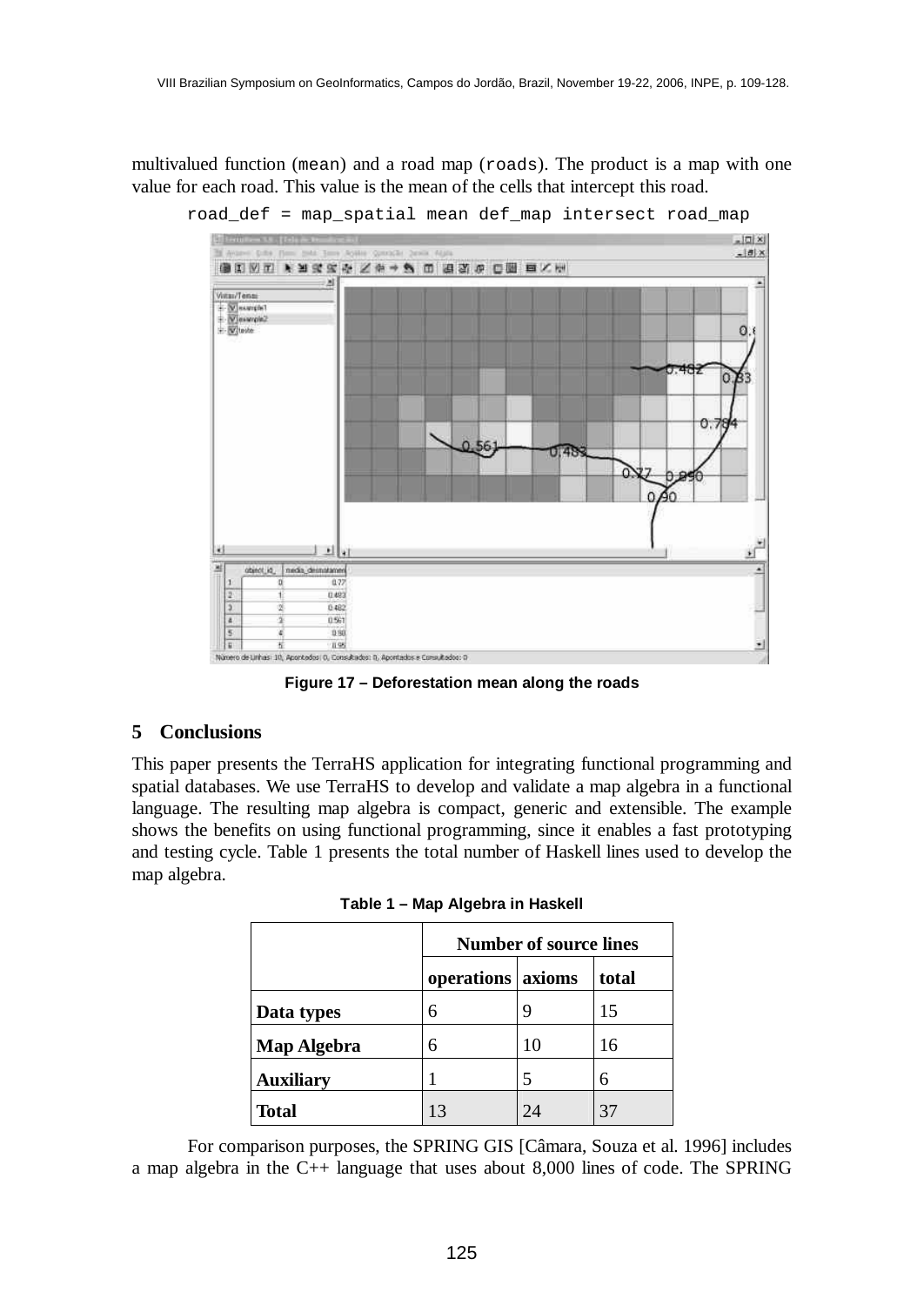multivalued function (`mean`) and a road map (`roads`). The product is a map with one value for each road. This value is the mean of the cells that intercept this road.

```
road_def = map_spatial mean def_map intersect road_map
```

**Figure 17 – Deforestation mean along the roads**

## 5 Conclusions

This paper presents the TerraHS application for integrating functional programming and spatial databases. We use TerraHS to develop and validate a map algebra in a functional language. The resulting map algebra is compact, generic and extensible. The example shows the benefits on using functional programming, since it enables a fast prototyping and testing cycle. Table 1 presents the total number of Haskell lines used to develop the map algebra.

**Table 1 – Map Algebra in Haskell**

| | Number of source lines | | |
|---|---|---|---|
| | **operations** | **axioms** | **total** |
| **Data types** | 6 | 9 | 15 |
| **Map Algebra** | 6 | 10 | 16 |
| **Auxiliary** | 1 | 5 | 6 |
| **Total** | 13 | 24 | 37 |

For comparison purposes, the SPRING GIS [Câmara, Souza et al. 1996] includes a map algebra in the C++ language that uses about 8,000 lines of code. The SPRING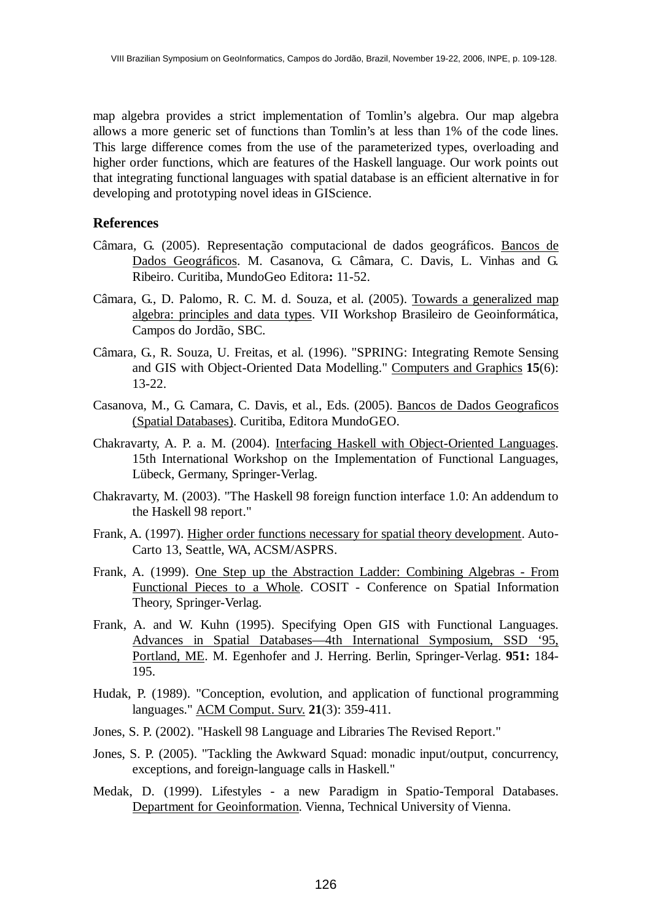map algebra provides a strict implementation of Tomlin's algebra. Our map algebra allows a more generic set of functions than Tomlin's at less than 1% of the code lines. This large difference comes from the use of the parameterized types, overloading and higher order functions, which are features of the Haskell language. Our work points out that integrating functional languages with spatial database is an efficient alternative in for developing and prototyping novel ideas in GIScience.

## References

Câmara, G. (2005). Representação computacional de dados geográficos. Bancos de Dados Geográficos. M. Casanova, G. Câmara, C. Davis, L. Vinhas and G. Ribeiro. Curitiba, MundoGeo Editora**:** 11-52.

Câmara, G., D. Palomo, R. C. M. d. Souza, et al. (2005). Towards a generalized map algebra: principles and data types. VII Workshop Brasileiro de Geoinformática, Campos do Jordão, SBC.

Câmara, G., R. Souza, U. Freitas, et al. (1996). "SPRING: Integrating Remote Sensing and GIS with Object-Oriented Data Modelling." Computers and Graphics **15**(6): 13-22.

Casanova, M., G. Camara, C. Davis, et al., Eds. (2005). Bancos de Dados Geograficos (Spatial Databases). Curitiba, Editora MundoGEO.

Chakravarty, A. P. a. M. (2004). Interfacing Haskell with Object-Oriented Languages. 15th International Workshop on the Implementation of Functional Languages, Lübeck, Germany, Springer-Verlag.

Chakravarty, M. (2003). "The Haskell 98 foreign function interface 1.0: An addendum to the Haskell 98 report."

Frank, A. (1997). Higher order functions necessary for spatial theory development. Auto-Carto 13, Seattle, WA, ACSM/ASPRS.

Frank, A. (1999). One Step up the Abstraction Ladder: Combining Algebras - From Functional Pieces to a Whole. COSIT - Conference on Spatial Information Theory, Springer-Verlag.

Frank, A. and W. Kuhn (1995). Specifying Open GIS with Functional Languages. Advances in Spatial Databases—4th International Symposium, SSD '95, Portland, ME. M. Egenhofer and J. Herring. Berlin, Springer-Verlag. **951:** 184-195.

Hudak, P. (1989). "Conception, evolution, and application of functional programming languages." ACM Comput. Surv. **21**(3): 359-411.

Jones, S. P. (2002). "Haskell 98 Language and Libraries The Revised Report."

Jones, S. P. (2005). "Tackling the Awkward Squad: monadic input/output, concurrency, exceptions, and foreign-language calls in Haskell."

Medak, D. (1999). Lifestyles - a new Paradigm in Spatio-Temporal Databases. Department for Geoinformation. Vienna, Technical University of Vienna.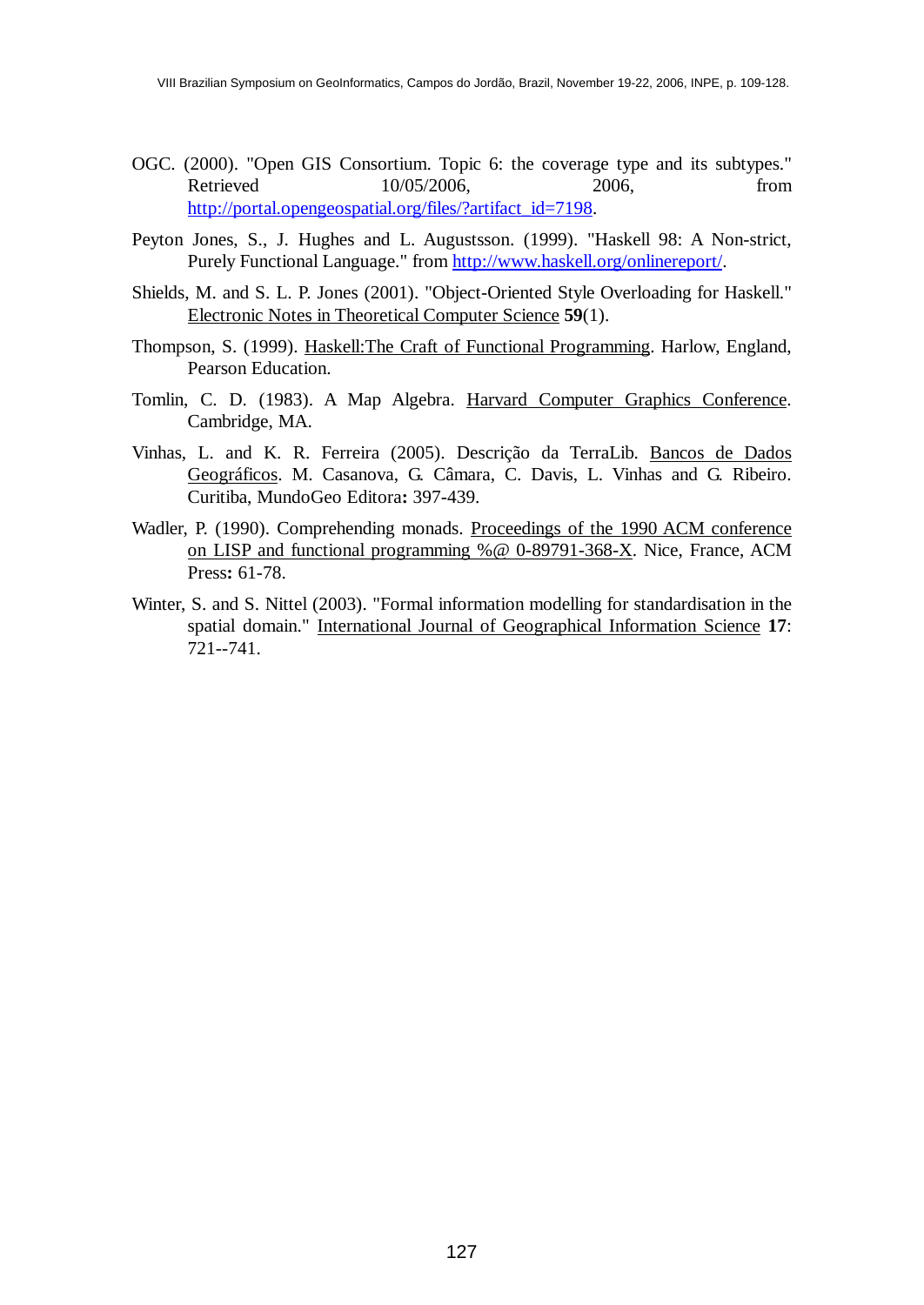OGC. (2000). "Open GIS Consortium. Topic 6: the coverage type and its subtypes." Retrieved 10/05/2006, 2006, from http://portal.opengeospatial.org/files/?artifact_id=7198.

Peyton Jones, S., J. Hughes and L. Augustsson. (1999). "Haskell 98: A Non-strict, Purely Functional Language." from http://www.haskell.org/onlinereport/.

Shields, M. and S. L. P. Jones (2001). "Object-Oriented Style Overloading for Haskell." Electronic Notes in Theoretical Computer Science **59**(1).

Thompson, S. (1999). Haskell:The Craft of Functional Programming. Harlow, England, Pearson Education.

Tomlin, C. D. (1983). A Map Algebra. Harvard Computer Graphics Conference. Cambridge, MA.

Vinhas, L. and K. R. Ferreira (2005). Descrição da TerraLib. Bancos de Dados Geográficos. M. Casanova, G. Câmara, C. Davis, L. Vinhas and G. Ribeiro. Curitiba, MundoGeo Editora**:** 397-439.

Wadler, P. (1990). Comprehending monads. Proceedings of the 1990 ACM conference on LISP and functional programming %@ 0-89791-368-X. Nice, France, ACM Press**:** 61-78.

Winter, S. and S. Nittel (2003). "Formal information modelling for standardisation in the spatial domain." International Journal of Geographical Information Science **17**: 721--741.